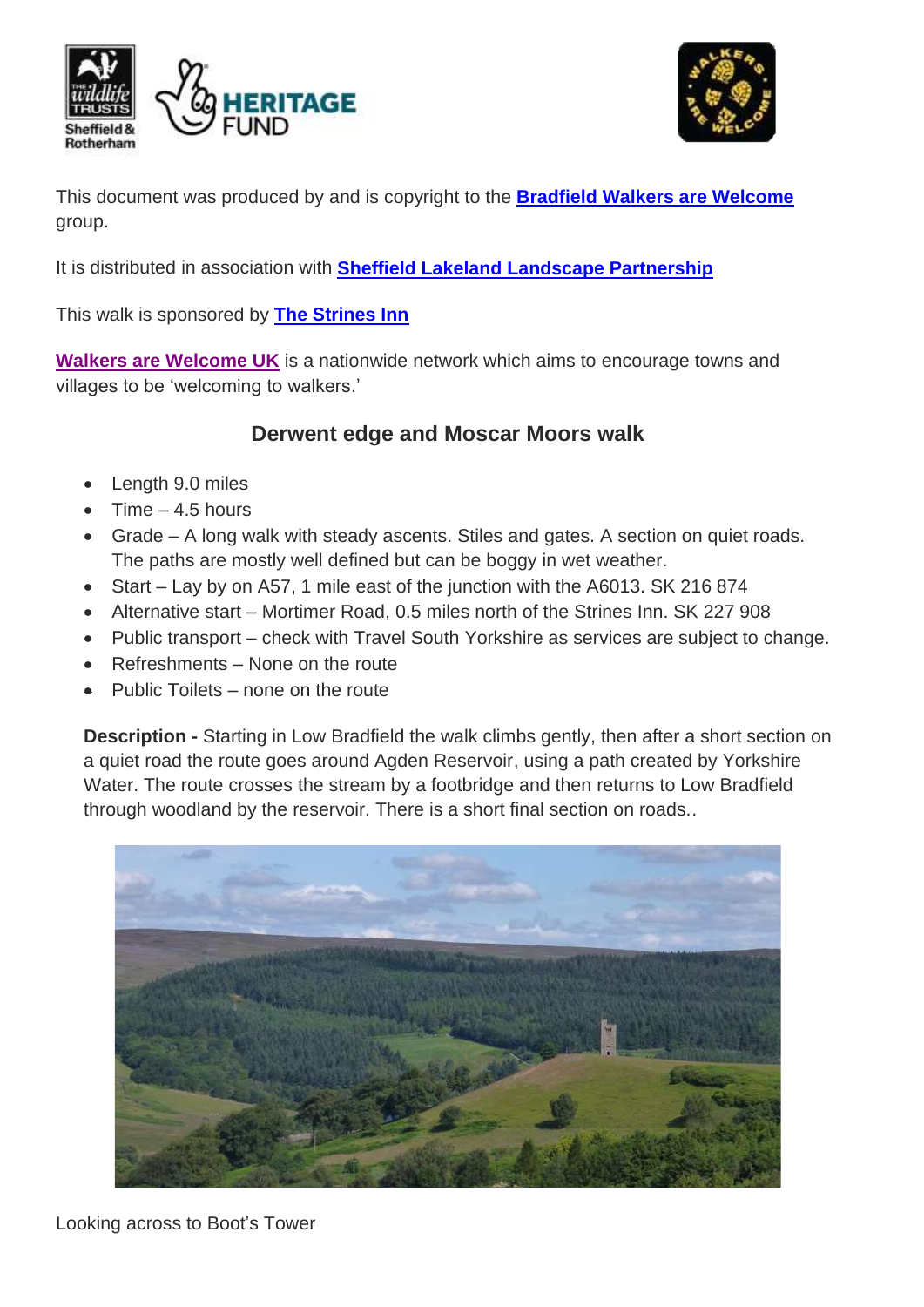This document was produced by and is copyright to the **Bradfield Walkers are Welcome** group.

It is distributed in association with **Sheffield Lakeland Landscape Partnership**

This walk is sponsored by **The Strines Inn**

**Walkers are Welcome UK** is a nationwide network which aims to encourage towns and villages to be 'welcoming to walkers.'

## Derwent edge and Moscar Moors walk

- Length 9.0 miles
- Time – 4.5 hours
- Grade – A long walk with steady ascents. Stiles and gates. A section on quiet roads. The paths are mostly well defined but can be boggy in wet weather.
- Start – Lay by on A57, 1 mile east of the junction with the A6013. SK 216 874
- Alternative start – Mortimer Road, 0.5 miles north of the Strines Inn. SK 227 908
- Public transport – check with Travel South Yorkshire as services are subject to change.
- Refreshments – None on the route
- Public Toilets – none on the route

**Description -** Starting in Low Bradfield the walk climbs gently, then after a short section on a quiet road the route goes around Agden Reservoir, using a path created by Yorkshire Water. The route crosses the stream by a footbridge and then returns to Low Bradfield through woodland by the reservoir. There is a short final section on roads..

Looking across to Boot's Tower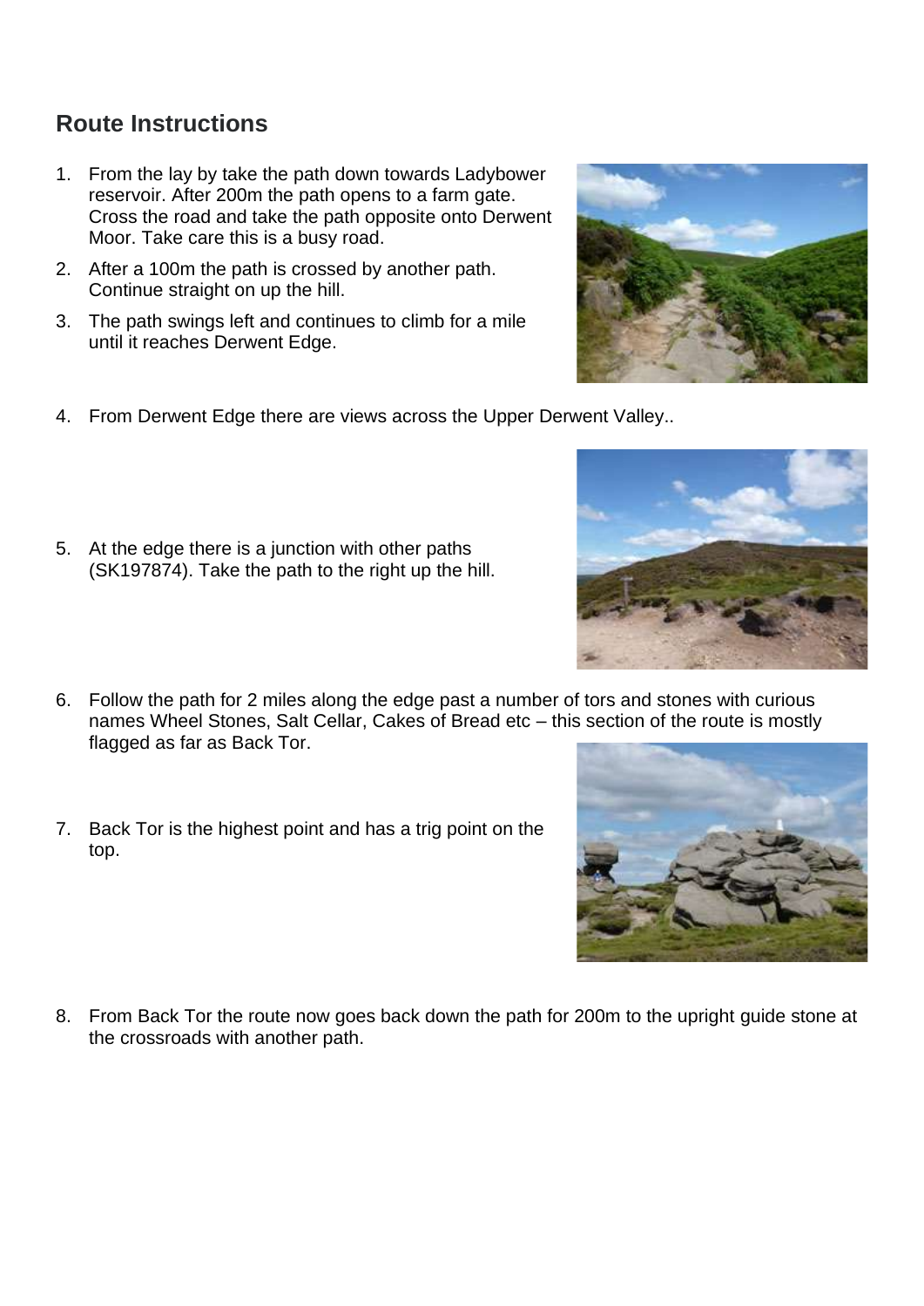## Route Instructions

1. From the lay by take the path down towards Ladybower reservoir. After 200m the path opens to a farm gate. Cross the road and take the path opposite onto Derwent Moor. Take care this is a busy road.
2. After a 100m the path is crossed by another path. Continue straight on up the hill.
3. The path swings left and continues to climb for a mile until it reaches Derwent Edge.
4. From Derwent Edge there are views across the Upper Derwent Valley..
5. At the edge there is a junction with other paths (SK197874). Take the path to the right up the hill.
6. Follow the path for 2 miles along the edge past a number of tors and stones with curious names Wheel Stones, Salt Cellar, Cakes of Bread etc – this section of the route is mostly flagged as far as Back Tor.
7. Back Tor is the highest point and has a trig point on the top.
8. From Back Tor the route now goes back down the path for 200m to the upright guide stone at the crossroads with another path.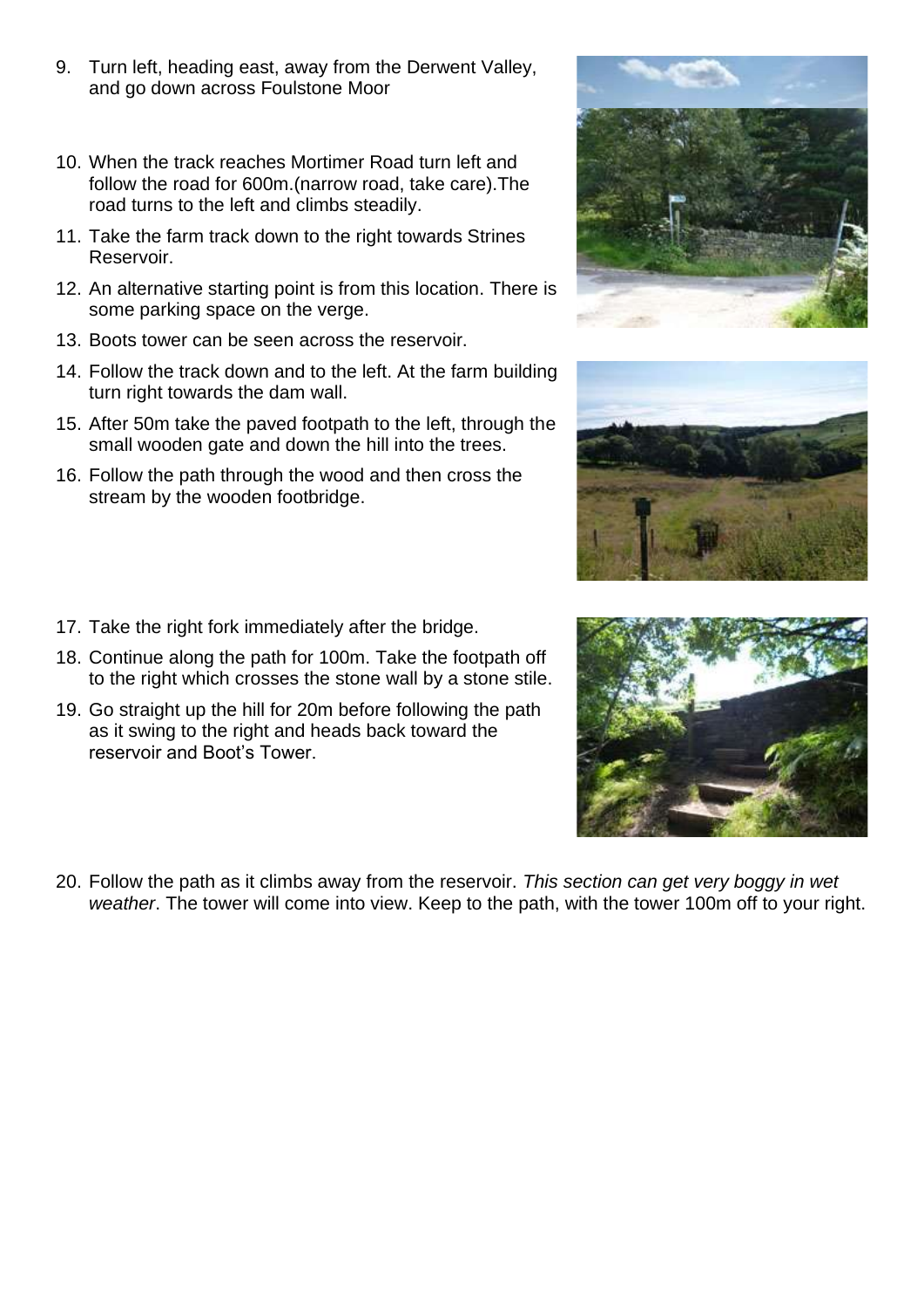9. Turn left, heading east, away from the Derwent Valley, and go down across Foulstone Moor

10. When the track reaches Mortimer Road turn left and follow the road for 600m.(narrow road, take care).The road turns to the left and climbs steadily.

11. Take the farm track down to the right towards Strines Reservoir.

12. An alternative starting point is from this location. There is some parking space on the verge.

13. Boots tower can be seen across the reservoir.

14. Follow the track down and to the left. At the farm building turn right towards the dam wall.

15. After 50m take the paved footpath to the left, through the small wooden gate and down the hill into the trees.

16. Follow the path through the wood and then cross the stream by the wooden footbridge.

17. Take the right fork immediately after the bridge.

18. Continue along the path for 100m. Take the footpath off to the right which crosses the stone wall by a stone stile.

19. Go straight up the hill for 20m before following the path as it swing to the right and heads back toward the reservoir and Boot's Tower.

20. Follow the path as it climbs away from the reservoir. *This section can get very boggy in wet weather*. The tower will come into view. Keep to the path, with the tower 100m off to your right.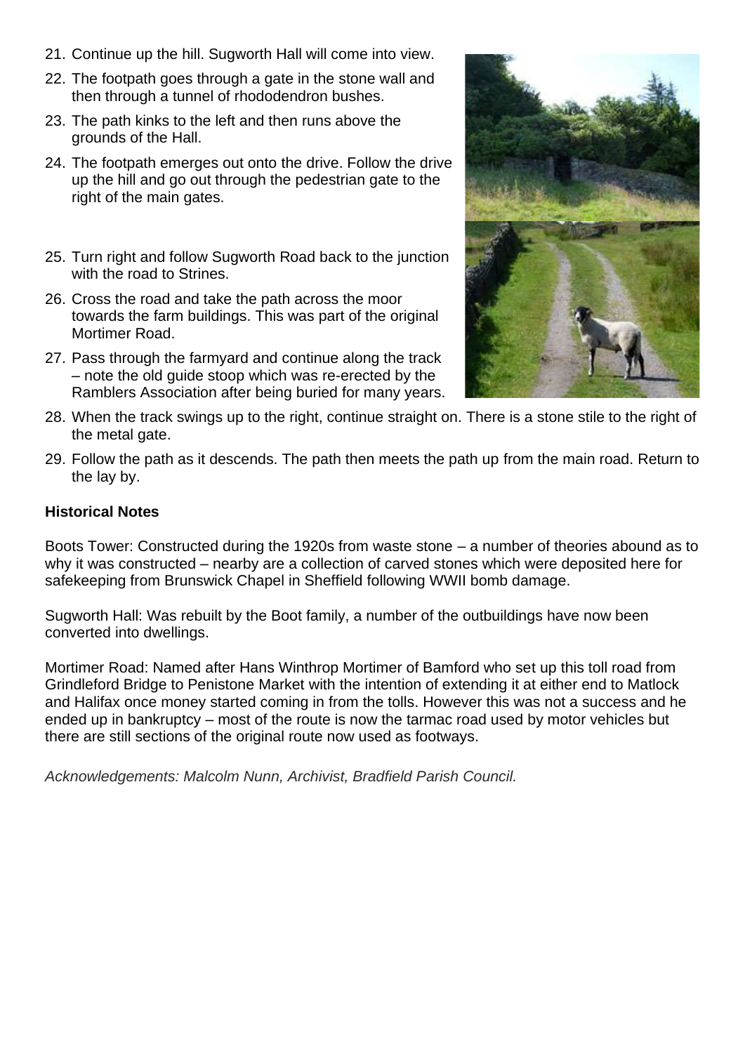21. Continue up the hill. Sugworth Hall will come into view.
22. The footpath goes through a gate in the stone wall and then through a tunnel of rhododendron bushes.
23. The path kinks to the left and then runs above the grounds of the Hall.
24. The footpath emerges out onto the drive. Follow the drive up the hill and go out through the pedestrian gate to the right of the main gates.
25. Turn right and follow Sugworth Road back to the junction with the road to Strines.
26. Cross the road and take the path across the moor towards the farm buildings. This was part of the original Mortimer Road.
27. Pass through the farmyard and continue along the track – note the old guide stoop which was re-erected by the Ramblers Association after being buried for many years.
28. When the track swings up to the right, continue straight on. There is a stone stile to the right of the metal gate.
29. Follow the path as it descends. The path then meets the path up from the main road. Return to the lay by.

**Historical Notes**

Boots Tower: Constructed during the 1920s from waste stone – a number of theories abound as to why it was constructed – nearby are a collection of carved stones which were deposited here for safekeeping from Brunswick Chapel in Sheffield following WWII bomb damage.

Sugworth Hall: Was rebuilt by the Boot family, a number of the outbuildings have now been converted into dwellings.

Mortimer Road: Named after Hans Winthrop Mortimer of Bamford who set up this toll road from Grindleford Bridge to Penistone Market with the intention of extending it at either end to Matlock and Halifax once money started coming in from the tolls. However this was not a success and he ended up in bankruptcy – most of the route is now the tarmac road used by motor vehicles but there are still sections of the original route now used as footways.

*Acknowledgements: Malcolm Nunn, Archivist, Bradfield Parish Council.*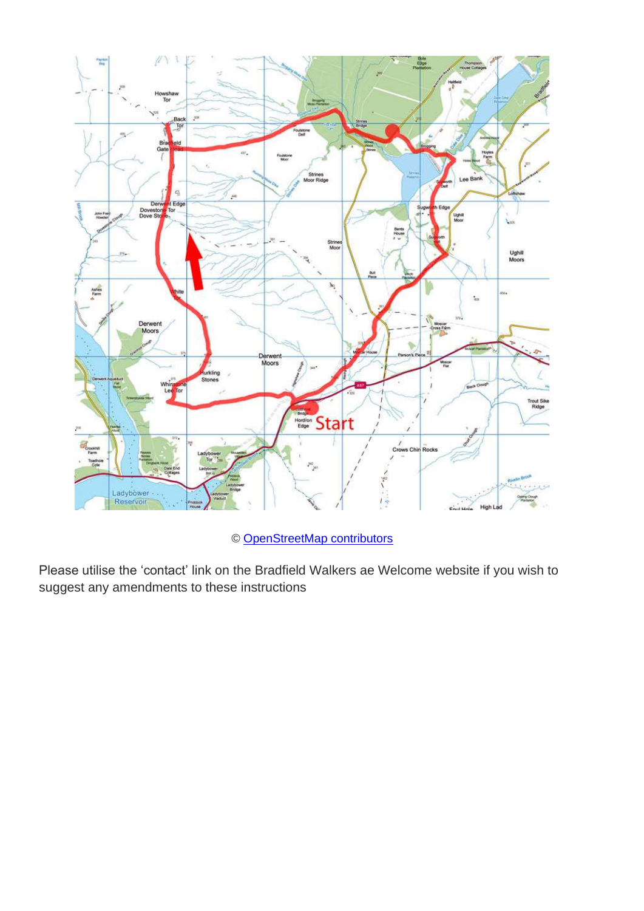© [OpenStreetMap contributors](https://www.openstreetmap.org/copyright)

Please utilise the 'contact' link on the Bradfield Walkers ae Welcome website if you wish to suggest any amendments to these instructions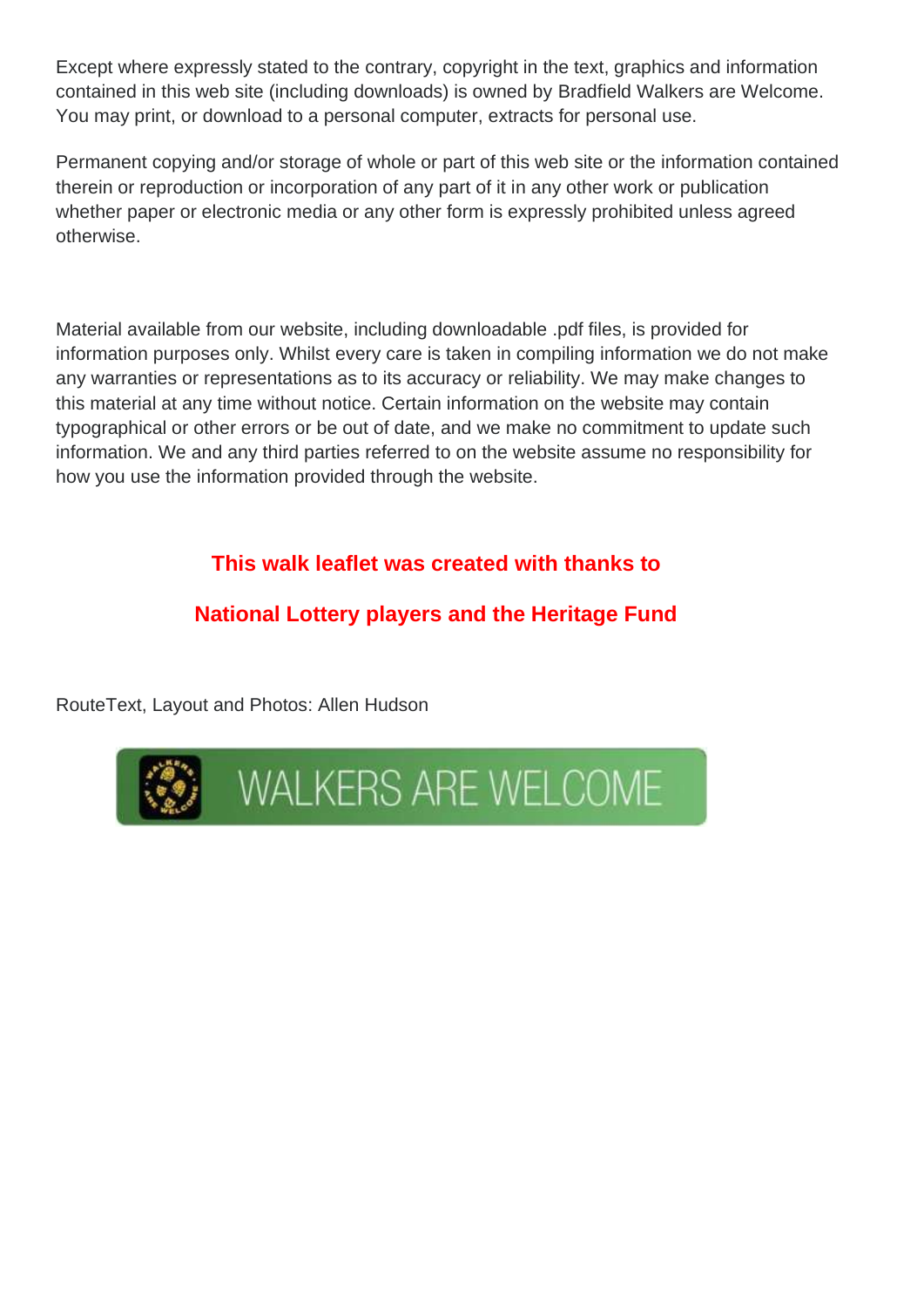Except where expressly stated to the contrary, copyright in the text, graphics and information contained in this web site (including downloads) is owned by Bradfield Walkers are Welcome. You may print, or download to a personal computer, extracts for personal use.

Permanent copying and/or storage of whole or part of this web site or the information contained therein or reproduction or incorporation of any part of it in any other work or publication whether paper or electronic media or any other form is expressly prohibited unless agreed otherwise.

Material available from our website, including downloadable .pdf files, is provided for information purposes only. Whilst every care is taken in compiling information we do not make any warranties or representations as to its accuracy or reliability. We may make changes to this material at any time without notice. Certain information on the website may contain typographical or other errors or be out of date, and we make no commitment to update such information. We and any third parties referred to on the website assume no responsibility for how you use the information provided through the website.

**This walk leaflet was created with thanks to**

**National Lottery players and the Heritage Fund**

RouteText, Layout and Photos: Allen Hudson

WALKERS ARE WELCOME